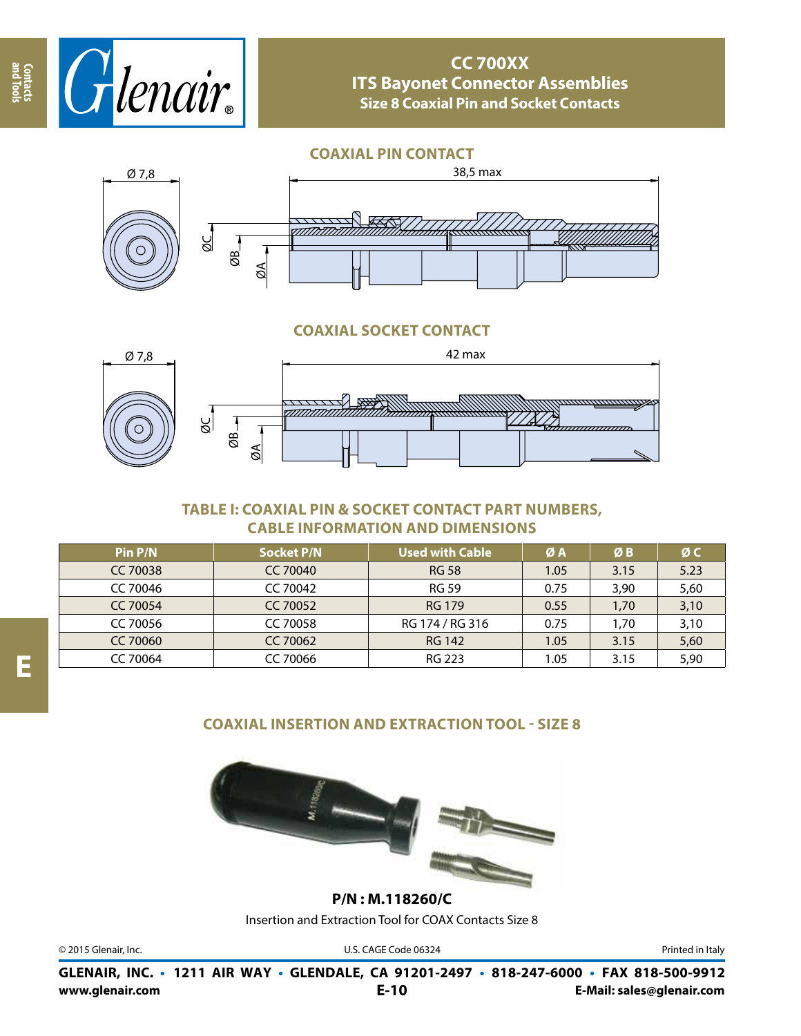# CC 700XX
## ITS Bayonet Connector Assemblies
### Size 8 Coaxial Pin and Socket Contacts

### COAXIAL PIN CONTACT

Ø 7,8

38,5 max

ØC ØB ØA

### COAXIAL SOCKET CONTACT

Ø 7,8

42 max

ØC ØB ØA

### TABLE I: COAXIAL PIN & SOCKET CONTACT PART NUMBERS, CABLE INFORMATION AND DIMENSIONS

| Pin P/N | Socket P/N | Used with Cable | Ø A | Ø B | Ø C |
|---|---|---|---|---|---|
| CC 70038 | CC 70040 | RG 58 | 1.05 | 3.15 | 5.23 |
| CC 70046 | CC 70042 | RG 59 | 0.75 | 3,90 | 5,60 |
| CC 70054 | CC 70052 | RG 179 | 0.55 | 1,70 | 3,10 |
| CC 70056 | CC 70058 | RG 174 / RG 316 | 0.75 | 1,70 | 3,10 |
| CC 70060 | CC 70062 | RG 142 | 1.05 | 3.15 | 5,60 |
| CC 70064 | CC 70066 | RG 223 | 1.05 | 3.15 | 5,90 |

### COAXIAL INSERTION AND EXTRACTION TOOL - SIZE 8

**P/N : M.118260/C**

Insertion and Extraction Tool for COAX Contacts Size 8

© 2015 Glenair, Inc. U.S. CAGE Code 06324 Printed in Italy

**GLENAIR, INC. • 1211 AIR WAY • GLENDALE, CA 91201-2497 • 818-247-6000 • FAX 818-500-9912**

**www.glenair.com** **E-Mail: sales@glenair.com**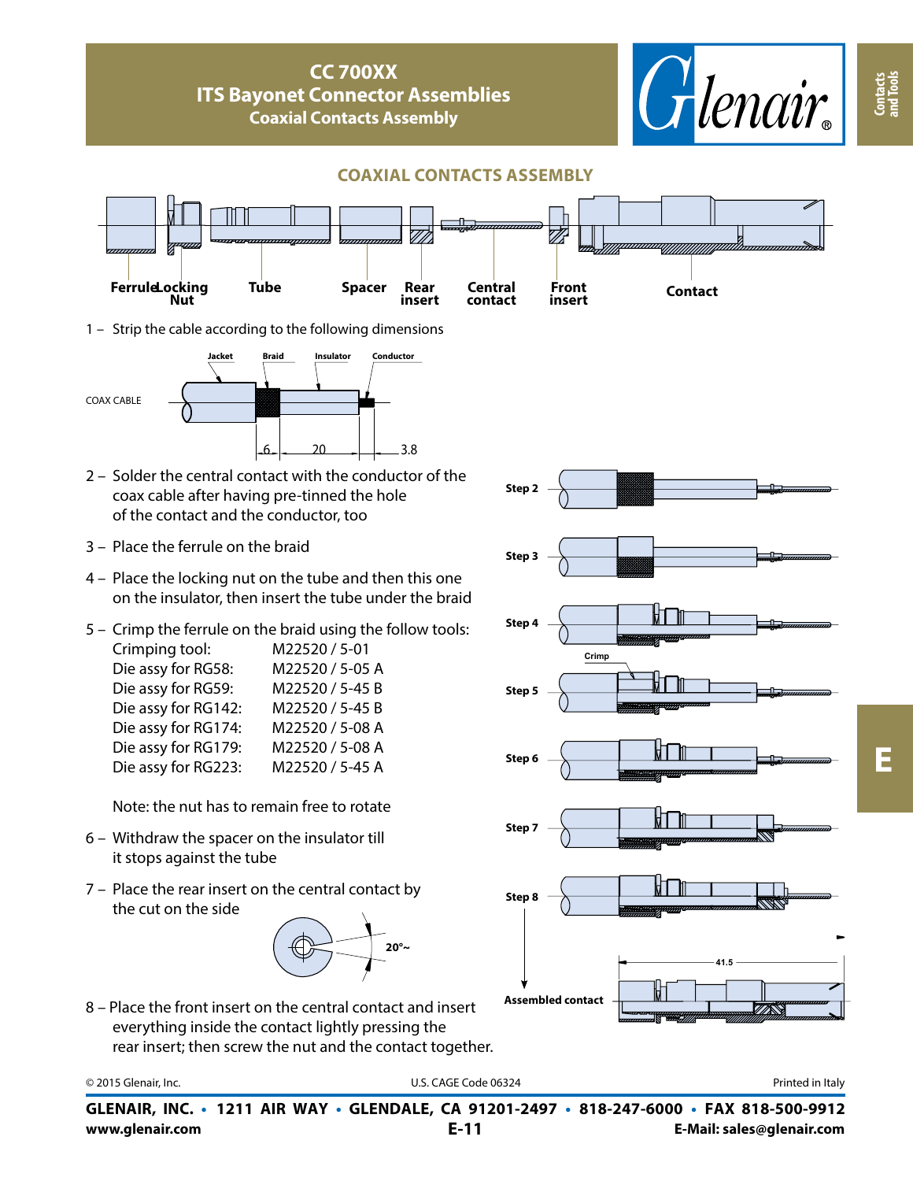# CC 700XX
## ITS Bayonet Connector Assemblies
### Coaxial Contacts Assembly

## COAXIAL CONTACTS ASSEMBLY

Ferrule
Locking Nut
Tube
Spacer
Rear insert
Central contact
Front insert
Contact

1 – Strip the cable according to the following dimensions

COAX CABLE
Jacket
Braid
Insulator
Conductor
6
20
3.8

2 – Solder the central contact with the conductor of the coax cable after having pre-tinned the hole of the contact and the conductor, too

3 – Place the ferrule on the braid

4 – Place the locking nut on the tube and then this one on the insulator, then insert the tube under the braid

5 – Crimp the ferrule on the braid using the follow tools:

| | |
|---|---|
| Crimping tool: | M22520 / 5-01 |
| Die assy for RG58: | M22520 / 5-05 A |
| Die assy for RG59: | M22520 / 5-45 B |
| Die assy for RG142: | M22520 / 5-45 B |
| Die assy for RG174: | M22520 / 5-08 A |
| Die assy for RG179: | M22520 / 5-08 A |
| Die assy for RG223: | M22520 / 5-45 A |

Note: the nut has to remain free to rotate

6 – Withdraw the spacer on the insulator till it stops against the tube

7 – Place the rear insert on the central contact by the cut on the side

20°~

8 – Place the front insert on the central contact and insert everything inside the contact lightly pressing the rear insert; then screw the nut and the contact together.

Step 2

Step 3

Step 4

Crimp

Step 5

Step 6

Step 7

Step 8

Assembled contact

41.5

© 2015 Glenair, Inc. U.S. CAGE Code 06324 Printed in Italy